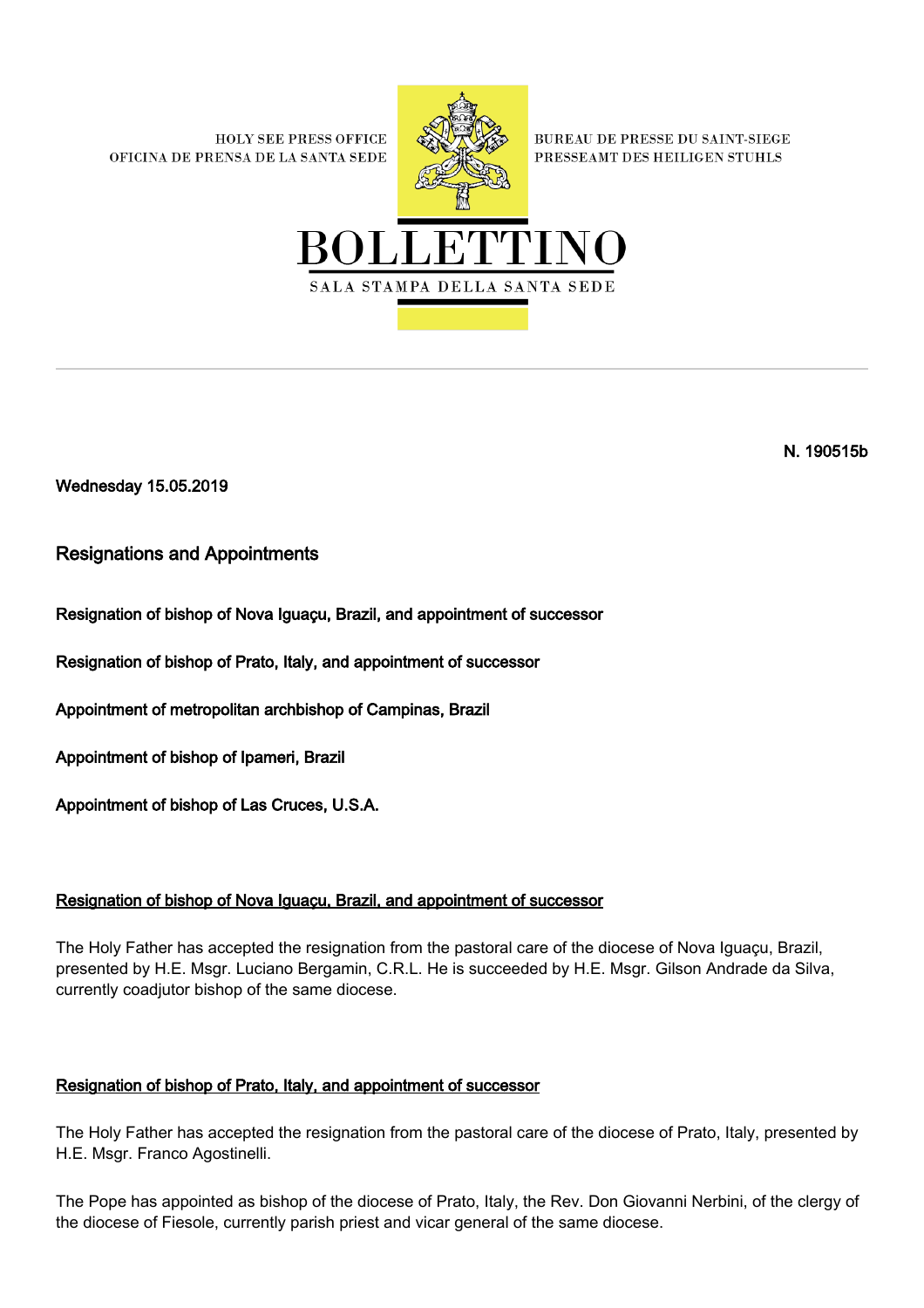HOLY SEE PRESS OFFICE
OFICINA DE PRENSA DE LA SANTA SEDE

BUREAU DE PRESSE DU SAINT-SIEGE
PRESSEAMT DES HEILIGEN STUHLS

# BOLLETTINO

SALA STAMPA DELLA SANTA SEDE

**N. 190515b**

**Wednesday 15.05.2019**

## Resignations and Appointments

**Resignation of bishop of Nova Iguaçu, Brazil, and appointment of successor**

**Resignation of bishop of Prato, Italy, and appointment of successor**

**Appointment of metropolitan archbishop of Campinas, Brazil**

**Appointment of bishop of Ipameri, Brazil**

**Appointment of bishop of Las Cruces, U.S.A.**

### Resignation of bishop of Nova Iguaçu, Brazil, and appointment of successor

The Holy Father has accepted the resignation from the pastoral care of the diocese of Nova Iguaçu, Brazil, presented by H.E. Msgr. Luciano Bergamin, C.R.L. He is succeeded by H.E. Msgr. Gilson Andrade da Silva, currently coadjutor bishop of the same diocese.

### Resignation of bishop of Prato, Italy, and appointment of successor

The Holy Father has accepted the resignation from the pastoral care of the diocese of Prato, Italy, presented by H.E. Msgr. Franco Agostinelli.

The Pope has appointed as bishop of the diocese of Prato, Italy, the Rev. Don Giovanni Nerbini, of the clergy of the diocese of Fiesole, currently parish priest and vicar general of the same diocese.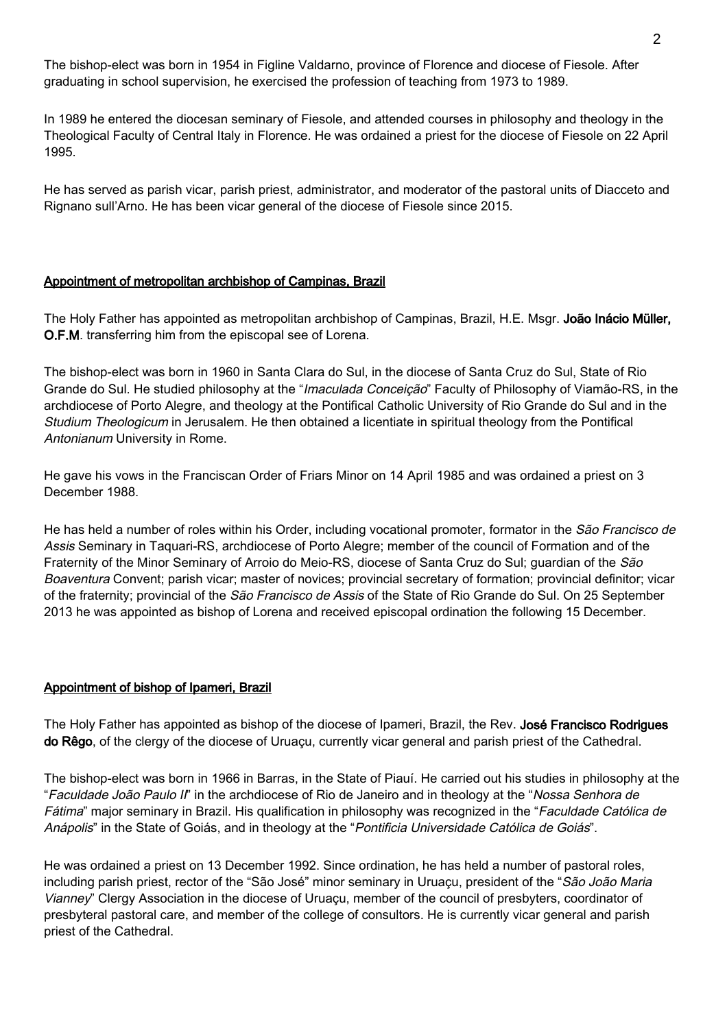The bishop-elect was born in 1954 in Figline Valdarno, province of Florence and diocese of Fiesole. After graduating in school supervision, he exercised the profession of teaching from 1973 to 1989.

In 1989 he entered the diocesan seminary of Fiesole, and attended courses in philosophy and theology in the Theological Faculty of Central Italy in Florence. He was ordained a priest for the diocese of Fiesole on 22 April 1995.

He has served as parish vicar, parish priest, administrator, and moderator of the pastoral units of Diacceto and Rignano sull'Arno. He has been vicar general of the diocese of Fiesole since 2015.

## Appointment of metropolitan archbishop of Campinas, Brazil

The Holy Father has appointed as metropolitan archbishop of Campinas, Brazil, H.E. Msgr. **João Inácio Müller, O.F.M**. transferring him from the episcopal see of Lorena.

The bishop-elect was born in 1960 in Santa Clara do Sul, in the diocese of Santa Cruz do Sul, State of Rio Grande do Sul. He studied philosophy at the "*Imaculada Conceição*" Faculty of Philosophy of Viamão-RS, in the archdiocese of Porto Alegre, and theology at the Pontifical Catholic University of Rio Grande do Sul and in the *Studium Theologicum* in Jerusalem. He then obtained a licentiate in spiritual theology from the Pontifical *Antonianum* University in Rome.

He gave his vows in the Franciscan Order of Friars Minor on 14 April 1985 and was ordained a priest on 3 December 1988.

He has held a number of roles within his Order, including vocational promoter, formator in the *São Francisco de Assis* Seminary in Taquari-RS, archdiocese of Porto Alegre; member of the council of Formation and of the Fraternity of the Minor Seminary of Arroio do Meio-RS, diocese of Santa Cruz do Sul; guardian of the *São Boaventura* Convent; parish vicar; master of novices; provincial secretary of formation; provincial definitor; vicar of the fraternity; provincial of the *São Francisco de Assis* of the State of Rio Grande do Sul. On 25 September 2013 he was appointed as bishop of Lorena and received episcopal ordination the following 15 December.

## Appointment of bishop of Ipameri, Brazil

The Holy Father has appointed as bishop of the diocese of Ipameri, Brazil, the Rev. **José Francisco Rodrigues do Rêgo**, of the clergy of the diocese of Uruaçu, currently vicar general and parish priest of the Cathedral.

The bishop-elect was born in 1966 in Barras, in the State of Piauí. He carried out his studies in philosophy at the "*Faculdade João Paulo II*" in the archdiocese of Rio de Janeiro and in theology at the "*Nossa Senhora de Fátima*" major seminary in Brazil. His qualification in philosophy was recognized in the "*Faculdade Católica de Anápolis*" in the State of Goiás, and in theology at the "*Pontifícia Universidade Católica de Goiás*".

He was ordained a priest on 13 December 1992. Since ordination, he has held a number of pastoral roles, including parish priest, rector of the "São José" minor seminary in Uruaçu, president of the "*São João Maria Vianney*" Clergy Association in the diocese of Uruaçu, member of the council of presbyters, coordinator of presbyteral pastoral care, and member of the college of consultors. He is currently vicar general and parish priest of the Cathedral.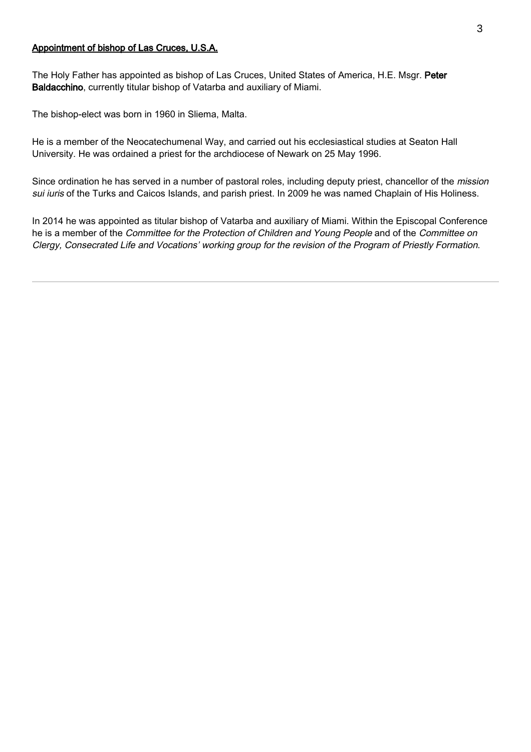## Appointment of bishop of Las Cruces, U.S.A.

The Holy Father has appointed as bishop of Las Cruces, United States of America, H.E. Msgr. **Peter Baldacchino**, currently titular bishop of Vatarba and auxiliary of Miami.

The bishop-elect was born in 1960 in Sliema, Malta.

He is a member of the Neocatechumenal Way, and carried out his ecclesiastical studies at Seaton Hall University. He was ordained a priest for the archdiocese of Newark on 25 May 1996.

Since ordination he has served in a number of pastoral roles, including deputy priest, chancellor of the *mission sui iuris* of the Turks and Caicos Islands, and parish priest. In 2009 he was named Chaplain of His Holiness.

In 2014 he was appointed as titular bishop of Vatarba and auxiliary of Miami. Within the Episcopal Conference he is a member of the *Committee for the Protection of Children and Young People* and of the *Committee on Clergy, Consecrated Life and Vocations' working group for the revision of the Program of Priestly Formation*.